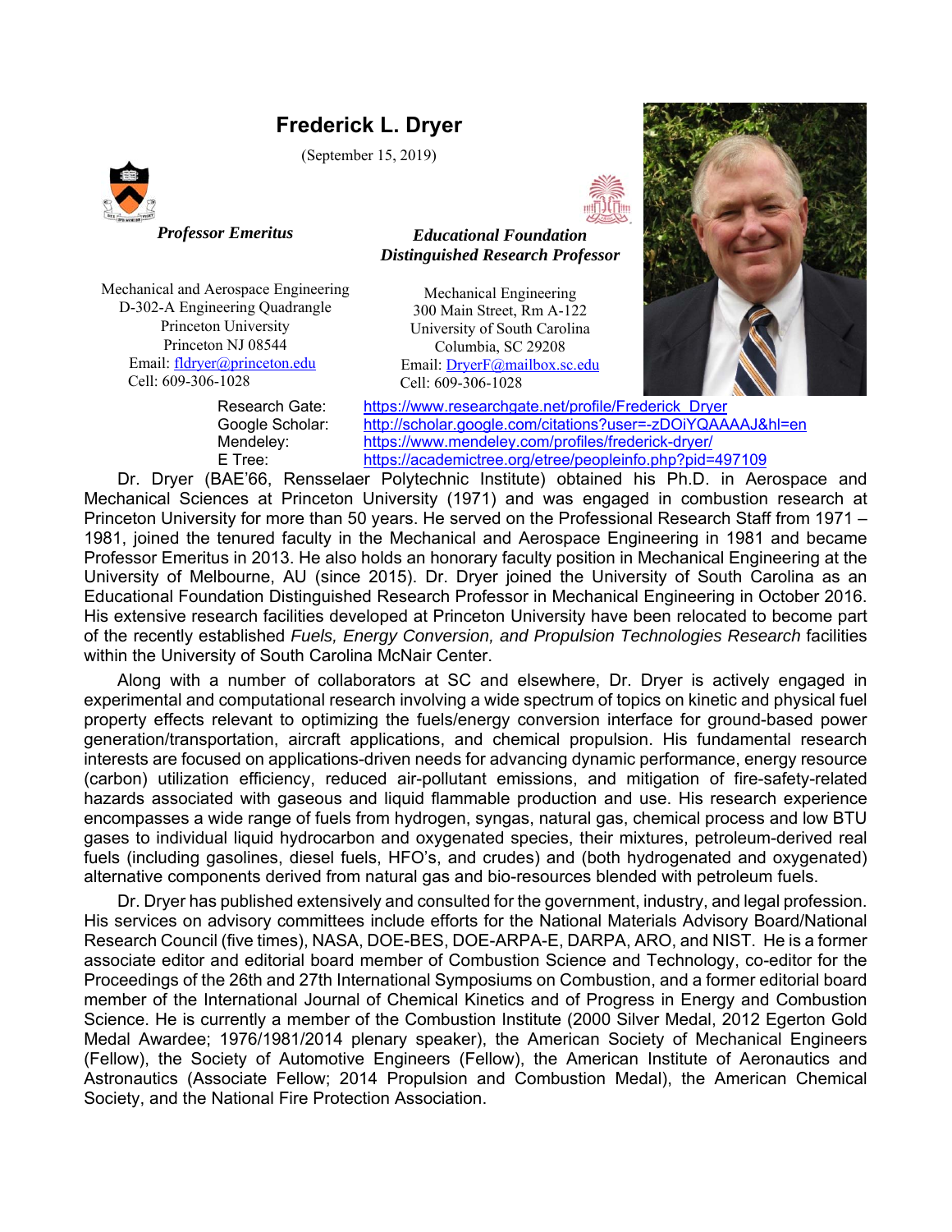# Frederick L. Dryer

(September 15, 2019)

| ***Professor Emeritus*** | ***Educational Foundation Distinguished Research Professor*** |
|---|---|
| Mechanical and Aerospace Engineering | Mechanical Engineering |
| D-302-A Engineering Quadrangle | 300 Main Street, Rm A-122 |
| Princeton University | University of South Carolina |
| Princeton NJ 08544 | Columbia, SC 29208 |
| Email: fldryer@princeton.edu | Email: DryerF@mailbox.sc.edu |
| Cell: 609-306-1028 | Cell: 609-306-1028 |

Research Gate: https://www.researchgate.net/profile/Frederick_Dryer
Google Scholar: http://scholar.google.com/citations?user=-zDOiYQAAAAJ&hl=en
Mendeley: https://www.mendeley.com/profiles/frederick-dryer/
E Tree: https://academictree.org/etree/peopleinfo.php?pid=497109

Dr. Dryer (BAE'66, Rensselaer Polytechnic Institute) obtained his Ph.D. in Aerospace and Mechanical Sciences at Princeton University (1971) and was engaged in combustion research at Princeton University for more than 50 years. He served on the Professional Research Staff from 1971 – 1981, joined the tenured faculty in the Mechanical and Aerospace Engineering in 1981 and became Professor Emeritus in 2013. He also holds an honorary faculty position in Mechanical Engineering at the University of Melbourne, AU (since 2015). Dr. Dryer joined the University of South Carolina as an Educational Foundation Distinguished Research Professor in Mechanical Engineering in October 2016. His extensive research facilities developed at Princeton University have been relocated to become part of the recently established *Fuels, Energy Conversion, and Propulsion Technologies Research* facilities within the University of South Carolina McNair Center.

Along with a number of collaborators at SC and elsewhere, Dr. Dryer is actively engaged in experimental and computational research involving a wide spectrum of topics on kinetic and physical fuel property effects relevant to optimizing the fuels/energy conversion interface for ground-based power generation/transportation, aircraft applications, and chemical propulsion. His fundamental research interests are focused on applications-driven needs for advancing dynamic performance, energy resource (carbon) utilization efficiency, reduced air-pollutant emissions, and mitigation of fire-safety-related hazards associated with gaseous and liquid flammable production and use. His research experience encompasses a wide range of fuels from hydrogen, syngas, natural gas, chemical process and low BTU gases to individual liquid hydrocarbon and oxygenated species, their mixtures, petroleum-derived real fuels (including gasolines, diesel fuels, HFO's, and crudes) and (both hydrogenated and oxygenated) alternative components derived from natural gas and bio-resources blended with petroleum fuels.

Dr. Dryer has published extensively and consulted for the government, industry, and legal profession. His services on advisory committees include efforts for the National Materials Advisory Board/National Research Council (five times), NASA, DOE-BES, DOE-ARPA-E, DARPA, ARO, and NIST. He is a former associate editor and editorial board member of Combustion Science and Technology, co-editor for the Proceedings of the 26th and 27th International Symposiums on Combustion, and a former editorial board member of the International Journal of Chemical Kinetics and of Progress in Energy and Combustion Science. He is currently a member of the Combustion Institute (2000 Silver Medal, 2012 Egerton Gold Medal Awardee; 1976/1981/2014 plenary speaker), the American Society of Mechanical Engineers (Fellow), the Society of Automotive Engineers (Fellow), the American Institute of Aeronautics and Astronautics (Associate Fellow; 2014 Propulsion and Combustion Medal), the American Chemical Society, and the National Fire Protection Association.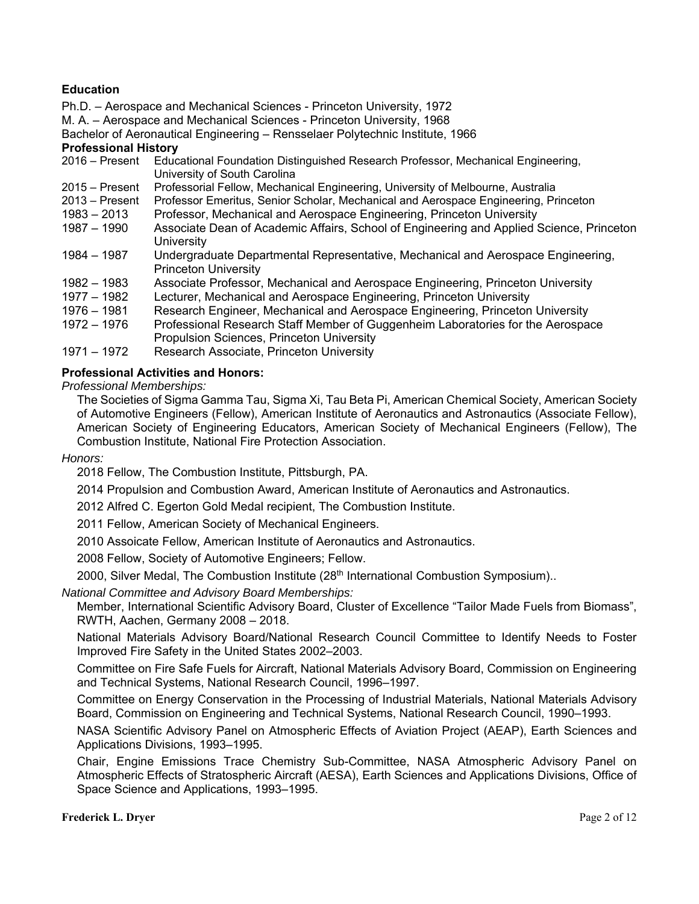### Education

Ph.D. – Aerospace and Mechanical Sciences - Princeton University, 1972
M. A. – Aerospace and Mechanical Sciences - Princeton University, 1968
Bachelor of Aeronautical Engineering – Rensselaer Polytechnic Institute, 1966

### Professional History

| | |
|---|---|
| 2016 – Present | Educational Foundation Distinguished Research Professor, Mechanical Engineering, University of South Carolina |
| 2015 – Present | Professorial Fellow, Mechanical Engineering, University of Melbourne, Australia |
| 2013 – Present | Professor Emeritus, Senior Scholar, Mechanical and Aerospace Engineering, Princeton |
| 1983 – 2013 | Professor, Mechanical and Aerospace Engineering, Princeton University |
| 1987 – 1990 | Associate Dean of Academic Affairs, School of Engineering and Applied Science, Princeton University |
| 1984 – 1987 | Undergraduate Departmental Representative, Mechanical and Aerospace Engineering, Princeton University |
| 1982 – 1983 | Associate Professor, Mechanical and Aerospace Engineering, Princeton University |
| 1977 – 1982 | Lecturer, Mechanical and Aerospace Engineering, Princeton University |
| 1976 – 1981 | Research Engineer, Mechanical and Aerospace Engineering, Princeton University |
| 1972 – 1976 | Professional Research Staff Member of Guggenheim Laboratories for the Aerospace Propulsion Sciences, Princeton University |
| 1971 – 1972 | Research Associate, Princeton University |

### Professional Activities and Honors:

*Professional Memberships:*

The Societies of Sigma Gamma Tau, Sigma Xi, Tau Beta Pi, American Chemical Society, American Society of Automotive Engineers (Fellow), American Institute of Aeronautics and Astronautics (Associate Fellow), American Society of Engineering Educators, American Society of Mechanical Engineers (Fellow), The Combustion Institute, National Fire Protection Association.

*Honors:*

2018 Fellow, The Combustion Institute, Pittsburgh, PA.

2014 Propulsion and Combustion Award, American Institute of Aeronautics and Astronautics.

2012 Alfred C. Egerton Gold Medal recipient, The Combustion Institute.

2011 Fellow, American Society of Mechanical Engineers.

2010 Assoicate Fellow, American Institute of Aeronautics and Astronautics.

2008 Fellow, Society of Automotive Engineers; Fellow.

2000, Silver Medal, The Combustion Institute (28th International Combustion Symposium)..

*National Committee and Advisory Board Memberships:*

Member, International Scientific Advisory Board, Cluster of Excellence "Tailor Made Fuels from Biomass", RWTH, Aachen, Germany 2008 – 2018.

National Materials Advisory Board/National Research Council Committee to Identify Needs to Foster Improved Fire Safety in the United States 2002–2003.

Committee on Fire Safe Fuels for Aircraft, National Materials Advisory Board, Commission on Engineering and Technical Systems, National Research Council, 1996–1997.

Committee on Energy Conservation in the Processing of Industrial Materials, National Materials Advisory Board, Commission on Engineering and Technical Systems, National Research Council, 1990–1993.

NASA Scientific Advisory Panel on Atmospheric Effects of Aviation Project (AEAP), Earth Sciences and Applications Divisions, 1993–1995.

Chair, Engine Emissions Trace Chemistry Sub-Committee, NASA Atmospheric Advisory Panel on Atmospheric Effects of Stratospheric Aircraft (AESA), Earth Sciences and Applications Divisions, Office of Space Science and Applications, 1993–1995.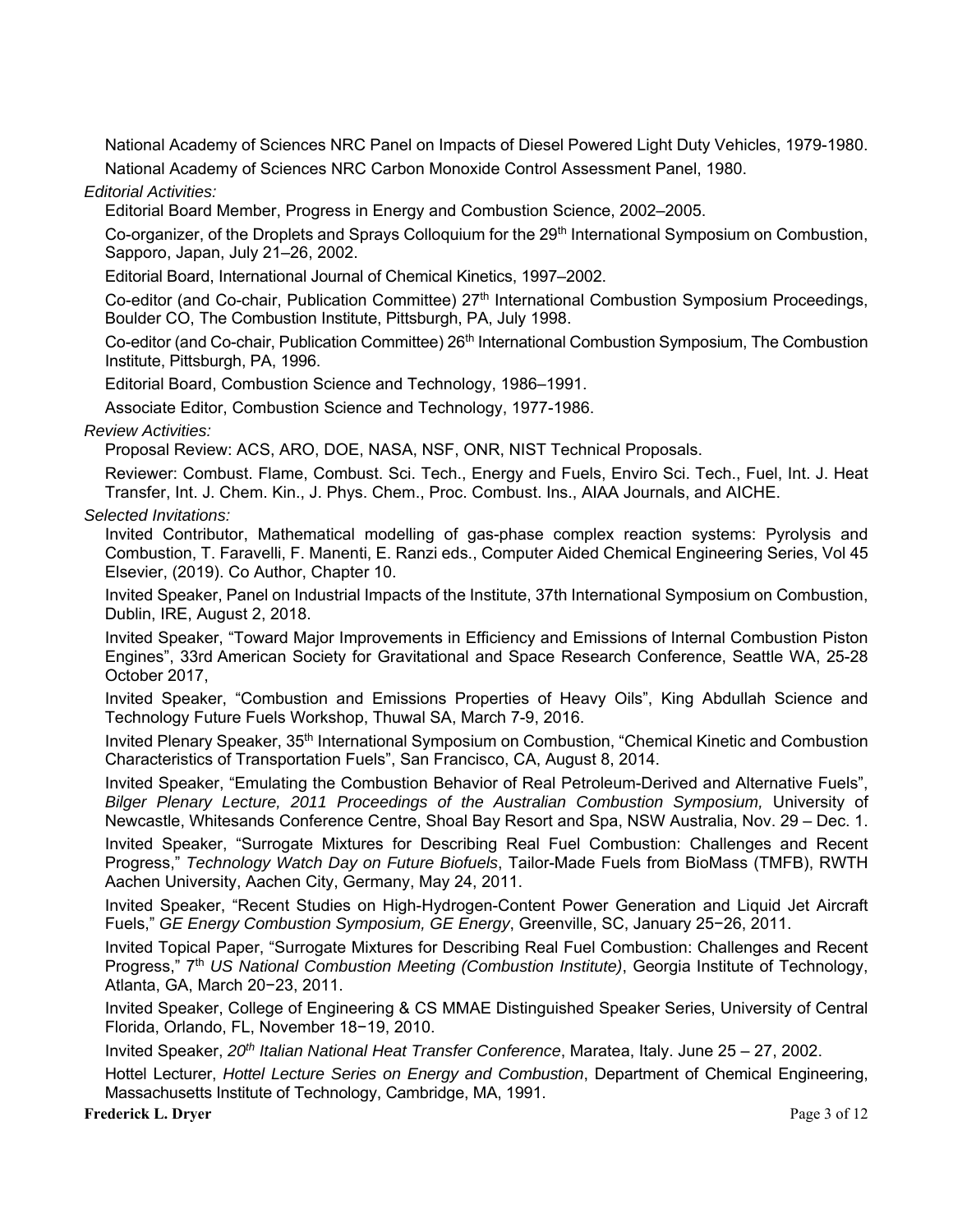National Academy of Sciences NRC Panel on Impacts of Diesel Powered Light Duty Vehicles, 1979-1980.

National Academy of Sciences NRC Carbon Monoxide Control Assessment Panel, 1980.

*Editorial Activities:*

Editorial Board Member, Progress in Energy and Combustion Science, 2002–2005.

Co-organizer, of the Droplets and Sprays Colloquium for the 29th International Symposium on Combustion, Sapporo, Japan, July 21–26, 2002.

Editorial Board, International Journal of Chemical Kinetics, 1997–2002.

Co-editor (and Co-chair, Publication Committee) 27th International Combustion Symposium Proceedings, Boulder CO, The Combustion Institute, Pittsburgh, PA, July 1998.

Co-editor (and Co-chair, Publication Committee) 26th International Combustion Symposium, The Combustion Institute, Pittsburgh, PA, 1996.

Editorial Board, Combustion Science and Technology, 1986–1991.

Associate Editor, Combustion Science and Technology, 1977-1986.

*Review Activities:*

Proposal Review: ACS, ARO, DOE, NASA, NSF, ONR, NIST Technical Proposals.

Reviewer: Combust. Flame, Combust. Sci. Tech., Energy and Fuels, Enviro Sci. Tech., Fuel, Int. J. Heat Transfer, Int. J. Chem. Kin., J. Phys. Chem., Proc. Combust. Ins., AIAA Journals, and AICHE.

*Selected Invitations:*

Invited Contributor, Mathematical modelling of gas-phase complex reaction systems: Pyrolysis and Combustion, T. Faravelli, F. Manenti, E. Ranzi eds., Computer Aided Chemical Engineering Series, Vol 45 Elsevier, (2019). Co Author, Chapter 10.

Invited Speaker, Panel on Industrial Impacts of the Institute, 37th International Symposium on Combustion, Dublin, IRE, August 2, 2018.

Invited Speaker, "Toward Major Improvements in Efficiency and Emissions of Internal Combustion Piston Engines", 33rd American Society for Gravitational and Space Research Conference, Seattle WA, 25-28 October 2017,

Invited Speaker, "Combustion and Emissions Properties of Heavy Oils", King Abdullah Science and Technology Future Fuels Workshop, Thuwal SA, March 7-9, 2016.

Invited Plenary Speaker, 35th International Symposium on Combustion, "Chemical Kinetic and Combustion Characteristics of Transportation Fuels", San Francisco, CA, August 8, 2014.

Invited Speaker, "Emulating the Combustion Behavior of Real Petroleum-Derived and Alternative Fuels", *Bilger Plenary Lecture, 2011 Proceedings of the Australian Combustion Symposium,* University of Newcastle, Whitesands Conference Centre, Shoal Bay Resort and Spa, NSW Australia, Nov. 29 – Dec. 1.

Invited Speaker, "Surrogate Mixtures for Describing Real Fuel Combustion: Challenges and Recent Progress," *Technology Watch Day on Future Biofuels*, Tailor-Made Fuels from BioMass (TMFB), RWTH Aachen University, Aachen City, Germany, May 24, 2011.

Invited Speaker, "Recent Studies on High-Hydrogen-Content Power Generation and Liquid Jet Aircraft Fuels," *GE Energy Combustion Symposium, GE Energy*, Greenville, SC, January 25−26, 2011.

Invited Topical Paper, "Surrogate Mixtures for Describing Real Fuel Combustion: Challenges and Recent Progress," *7th US National Combustion Meeting (Combustion Institute)*, Georgia Institute of Technology, Atlanta, GA, March 20−23, 2011.

Invited Speaker, College of Engineering & CS MMAE Distinguished Speaker Series, University of Central Florida, Orlando, FL, November 18−19, 2010.

Invited Speaker, *20th Italian National Heat Transfer Conference*, Maratea, Italy. June 25 – 27, 2002.

Hottel Lecturer, *Hottel Lecture Series on Energy and Combustion*, Department of Chemical Engineering, Massachusetts Institute of Technology, Cambridge, MA, 1991.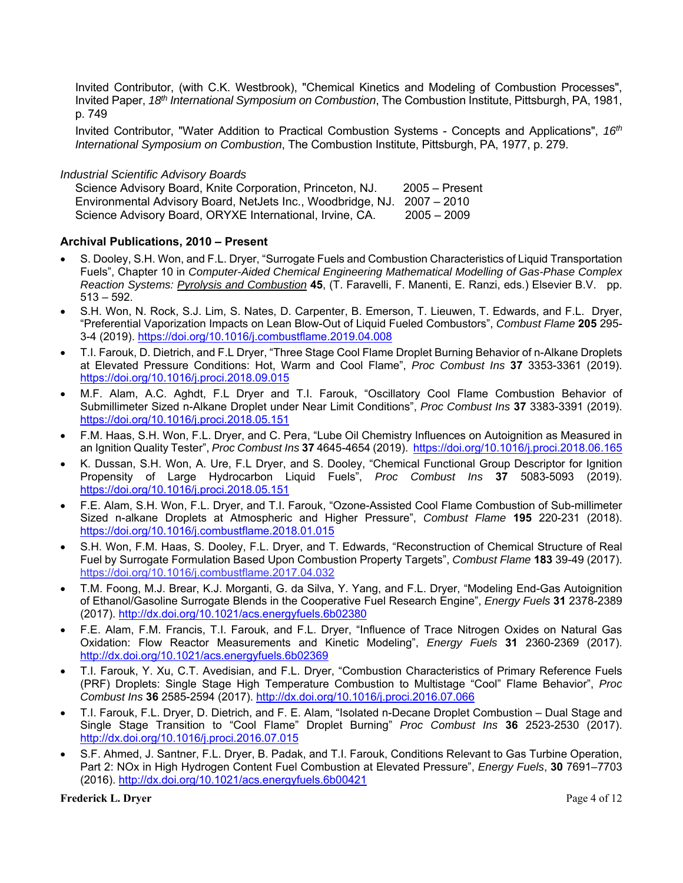Invited Contributor, (with C.K. Westbrook), "Chemical Kinetics and Modeling of Combustion Processes", Invited Paper, *18th International Symposium on Combustion*, The Combustion Institute, Pittsburgh, PA, 1981, p. 749

Invited Contributor, "Water Addition to Practical Combustion Systems - Concepts and Applications", *16th International Symposium on Combustion*, The Combustion Institute, Pittsburgh, PA, 1977, p. 279.

*Industrial Scientific Advisory Boards*

Science Advisory Board, Knite Corporation, Princeton, NJ. 2005 – Present
Environmental Advisory Board, NetJets Inc., Woodbridge, NJ. 2007 – 2010
Science Advisory Board, ORYXE International, Irvine, CA. 2005 – 2009

**Archival Publications, 2010 – Present**

- S. Dooley, S.H. Won, and F.L. Dryer, "Surrogate Fuels and Combustion Characteristics of Liquid Transportation Fuels", Chapter 10 in *Computer-Aided Chemical Engineering Mathematical Modelling of Gas-Phase Complex Reaction Systems: Pyrolysis and Combustion* **45**, (T. Faravelli, F. Manenti, E. Ranzi, eds.) Elsevier B.V. pp. 513 – 592.
- S.H. Won, N. Rock, S.J. Lim, S. Nates, D. Carpenter, B. Emerson, T. Lieuwen, T. Edwards, and F.L. Dryer, "Preferential Vaporization Impacts on Lean Blow-Out of Liquid Fueled Combustors", *Combust Flame* **205** 295-3-4 (2019). https://doi.org/10.1016/j.combustflame.2019.04.008
- T.I. Farouk, D. Dietrich, and F.L Dryer, "Three Stage Cool Flame Droplet Burning Behavior of n-Alkane Droplets at Elevated Pressure Conditions: Hot, Warm and Cool Flame", *Proc Combust Ins* **37** 3353-3361 (2019). https://doi.org/10.1016/j.proci.2018.09.015
- M.F. Alam, A.C. Aghdt, F.L Dryer and T.I. Farouk, "Oscillatory Cool Flame Combustion Behavior of Submillimeter Sized n-Alkane Droplet under Near Limit Conditions", *Proc Combust Ins* **37** 3383-3391 (2019). https://doi.org/10.1016/j.proci.2018.05.151
- F.M. Haas, S.H. Won, F.L. Dryer, and C. Pera, "Lube Oil Chemistry Influences on Autoignition as Measured in an Ignition Quality Tester", *Proc Combust Ins* **37** 4645-4654 (2019). https://doi.org/10.1016/j.proci.2018.06.165
- K. Dussan, S.H. Won, A. Ure, F.L Dryer, and S. Dooley, "Chemical Functional Group Descriptor for Ignition Propensity of Large Hydrocarbon Liquid Fuels", *Proc Combust Ins* **37** 5083-5093 (2019). https://doi.org/10.1016/j.proci.2018.05.151
- F.E. Alam, S.H. Won, F.L. Dryer, and T.I. Farouk, "Ozone-Assisted Cool Flame Combustion of Sub-millimeter Sized n-alkane Droplets at Atmospheric and Higher Pressure", *Combust Flame* **195** 220-231 (2018). https://doi.org/10.1016/j.combustflame.2018.01.015
- S.H. Won, F.M. Haas, S. Dooley, F.L. Dryer, and T. Edwards, "Reconstruction of Chemical Structure of Real Fuel by Surrogate Formulation Based Upon Combustion Property Targets", *Combust Flame* **183** 39-49 (2017). https://doi.org/10.1016/j.combustflame.2017.04.032
- T.M. Foong, M.J. Brear, K.J. Morganti, G. da Silva, Y. Yang, and F.L. Dryer, "Modeling End-Gas Autoignition of Ethanol/Gasoline Surrogate Blends in the Cooperative Fuel Research Engine", *Energy Fuels* **31** 2378-2389 (2017). http://dx.doi.org/10.1021/acs.energyfuels.6b02380
- F.E. Alam, F.M. Francis, T.I. Farouk, and F.L. Dryer, "Influence of Trace Nitrogen Oxides on Natural Gas Oxidation: Flow Reactor Measurements and Kinetic Modeling", *Energy Fuels* **31** 2360-2369 (2017). http://dx.doi.org/10.1021/acs.energyfuels.6b02369
- T.I. Farouk, Y. Xu, C.T. Avedisian, and F.L. Dryer, "Combustion Characteristics of Primary Reference Fuels (PRF) Droplets: Single Stage High Temperature Combustion to Multistage "Cool" Flame Behavior", *Proc Combust Ins* **36** 2585-2594 (2017). http://dx.doi.org/10.1016/j.proci.2016.07.066
- T.I. Farouk, F.L. Dryer, D. Dietrich, and F. E. Alam, "Isolated n-Decane Droplet Combustion – Dual Stage and Single Stage Transition to "Cool Flame" Droplet Burning" *Proc Combust Ins* **36** 2523-2530 (2017). http://dx.doi.org/10.1016/j.proci.2016.07.015
- S.F. Ahmed, J. Santner, F.L. Dryer, B. Padak, and T.I. Farouk, Conditions Relevant to Gas Turbine Operation, Part 2: NOx in High Hydrogen Content Fuel Combustion at Elevated Pressure", *Energy Fuels*, **30** 7691–7703 (2016). http://dx.doi.org/10.1021/acs.energyfuels.6b00421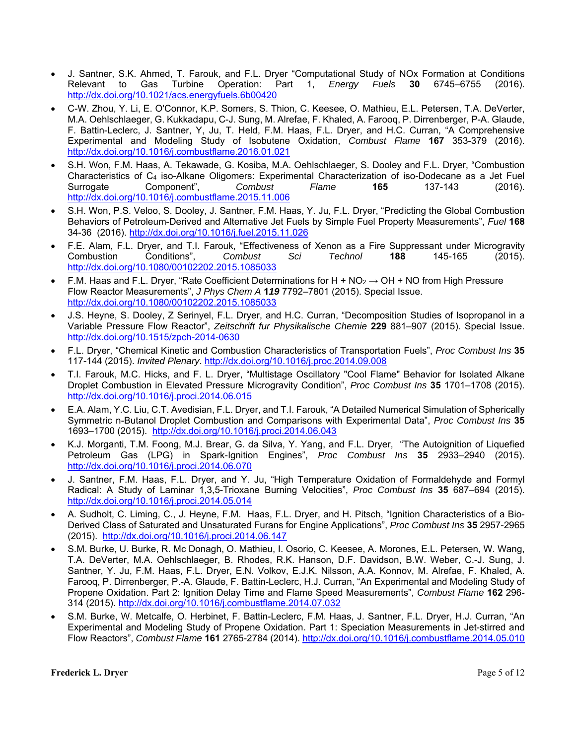- J. Santner, S.K. Ahmed, T. Farouk, and F.L. Dryer "Computational Study of NOx Formation at Conditions Relevant to Gas Turbine Operation: Part 1, *Energy Fuels* **30** 6745–6755 (2016). http://dx.doi.org/10.1021/acs.energyfuels.6b00420
- C-W. Zhou, Y. Li, E. O'Connor, K.P. Somers, S. Thion, C. Keesee, O. Mathieu, E.L. Petersen, T.A. DeVerter, M.A. Oehlschlaeger, G. Kukkadapu, C-J. Sung, M. Alrefae, F. Khaled, A. Farooq, P. Dirrenberger, P-A. Glaude, F. Battin-Leclerc, J. Santner, Y, Ju, T. Held, F.M. Haas, F.L. Dryer, and H.C. Curran, "A Comprehensive Experimental and Modeling Study of Isobutene Oxidation, *Combust Flame* **167** 353-379 (2016). http://dx.doi.org/10.1016/j.combustflame.2016.01.021
- S.H. Won, F.M. Haas, A. Tekawade, G. Kosiba, M.A. Oehlschlaeger, S. Dooley and F.L. Dryer, "Combustion Characteristics of $C_4$ iso-Alkane Oligomers: Experimental Characterization of iso-Dodecane as a Jet Fuel Surrogate Component", *Combust Flame* **165** 137-143 (2016). http://dx.doi.org/10.1016/j.combustflame.2015.11.006
- S.H. Won, P.S. Veloo, S. Dooley, J. Santner, F.M. Haas, Y. Ju, F.L. Dryer, "Predicting the Global Combustion Behaviors of Petroleum-Derived and Alternative Jet Fuels by Simple Fuel Property Measurements", *Fuel* **168** 34-36 (2016). http://dx.doi.org/10.1016/j.fuel.2015.11.026
- F.E. Alam, F.L. Dryer, and T.I. Farouk, "Effectiveness of Xenon as a Fire Suppressant under Microgravity Combustion Conditions", *Combust Sci Technol* **188** 145-165 (2015). http://dx.doi.org/10.1080/00102202.2015.1085033
- F.M. Haas and F.L. Dryer, "Rate Coefficient Determinations for H + $NO_2$ → OH + NO from High Pressure Flow Reactor Measurements", *J Phys Chem A* **119** 7792–7801 (2015). Special Issue. http://dx.doi.org/10.1080/00102202.2015.1085033
- J.S. Heyne, S. Dooley, Z Serinyel, F.L. Dryer, and H.C. Curran, "Decomposition Studies of Isopropanol in a Variable Pressure Flow Reactor", *Zeitschrift fur Physikalische Chemie* **229** 881–907 (2015). Special Issue. http://dx.doi.org/10.1515/zpch-2014-0630
- F.L. Dryer, "Chemical Kinetic and Combustion Characteristics of Transportation Fuels", *Proc Combust Ins* **35** 117-144 (2015). *Invited Plenary*. http://dx.doi.org/10.1016/j.proc.2014.09.008
- T.I. Farouk, M.C. Hicks, and F. L. Dryer, "Multistage Oscillatory "Cool Flame" Behavior for Isolated Alkane Droplet Combustion in Elevated Pressure Microgravity Condition", *Proc Combust Ins* **35** 1701–1708 (2015). http://dx.doi.org/10.1016/j.proci.2014.06.015
- E.A. Alam, Y.C. Liu, C.T. Avedisian, F.L. Dryer, and T.I. Farouk, "A Detailed Numerical Simulation of Spherically Symmetric n-Butanol Droplet Combustion and Comparisons with Experimental Data", *Proc Combust Ins* **35** 1693–1700 (2015). http://dx.doi.org/10.1016/j.proci.2014.06.043
- K.J. Morganti, T.M. Foong, M.J. Brear, G. da Silva, Y. Yang, and F.L. Dryer, "The Autoignition of Liquefied Petroleum Gas (LPG) in Spark-Ignition Engines", *Proc Combust Ins* **35** 2933–2940 (2015). http://dx.doi.org/10.1016/j.proci.2014.06.070
- J. Santner, F.M. Haas, F.L. Dryer, and Y. Ju, "High Temperature Oxidation of Formaldehyde and Formyl Radical: A Study of Laminar 1,3,5-Trioxane Burning Velocities", *Proc Combust Ins* **35** 687–694 (2015). http://dx.doi.org/10.1016/j.proci.2014.05.014
- A. Sudholt, C. Liming, C., J. Heyne, F.M. Haas, F.L. Dryer, and H. Pitsch, "Ignition Characteristics of a Bio-Derived Class of Saturated and Unsaturated Furans for Engine Applications", *Proc Combust Ins* **35** 2957-2965 (2015). http://dx.doi.org/10.1016/j.proci.2014.06.147
- S.M. Burke, U. Burke, R. Mc Donagh, O. Mathieu, I. Osorio, C. Keesee, A. Morones, E.L. Petersen, W. Wang, T.A. DeVerter, M.A. Oehlschlaeger, B. Rhodes, R.K. Hanson, D.F. Davidson, B.W. Weber, C.-J. Sung, J. Santner, Y. Ju, F.M. Haas, F.L. Dryer, E.N. Volkov, E.J.K. Nilsson, A.A. Konnov, M. Alrefae, F. Khaled, A. Farooq, P. Dirrenberger, P.-A. Glaude, F. Battin-Leclerc, H.J. Curran, "An Experimental and Modeling Study of Propene Oxidation. Part 2: Ignition Delay Time and Flame Speed Measurements", *Combust Flame* **162** 296-314 (2015). http://dx.doi.org/10.1016/j.combustflame.2014.07.032
- S.M. Burke, W. Metcalfe, O. Herbinet, F. Battin-Leclerc, F.M. Haas, J. Santner, F.L. Dryer, H.J. Curran, "An Experimental and Modeling Study of Propene Oxidation. Part 1: Speciation Measurements in Jet-stirred and Flow Reactors", *Combust Flame* **161** 2765-2784 (2014). http://dx.doi.org/10.1016/j.combustflame.2014.05.010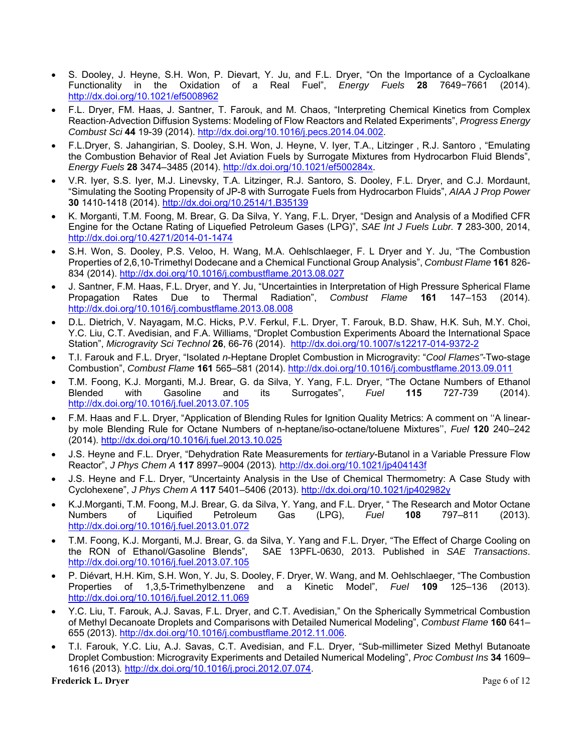- S. Dooley, J. Heyne, S.H. Won, P. Dievart, Y. Ju, and F.L. Dryer, "On the Importance of a Cycloalkane Functionality in the Oxidation of a Real Fuel", *Energy Fuels* **28** 7649−7661 (2014). http://dx.doi.org/10.1021/ef5008962
- F.L. Dryer, FM. Haas, J. Santner, T. Farouk, and M. Chaos, "Interpreting Chemical Kinetics from Complex Reaction-Advection Diffusion Systems: Modeling of Flow Reactors and Related Experiments", *Progress Energy Combust Sci* **44** 19-39 (2014). http://dx.doi.org/10.1016/j.pecs.2014.04.002.
- F.L.Dryer, S. Jahangirian, S. Dooley, S.H. Won, J. Heyne, V. Iyer, T.A., Litzinger , R.J. Santoro , "Emulating the Combustion Behavior of Real Jet Aviation Fuels by Surrogate Mixtures from Hydrocarbon Fluid Blends", *Energy Fuels* **28** 3474–3485 (2014). http://dx.doi.org/10.1021/ef500284x.
- V.R. Iyer, S.S. Iyer, M.J. Linevsky, T.A. Litzinger, R.J. Santoro, S. Dooley, F.L. Dryer, and C.J. Mordaunt, "Simulating the Sooting Propensity of JP-8 with Surrogate Fuels from Hydrocarbon Fluids", *AIAA J Prop Power* **30** 1410-1418 (2014). http://dx.doi.org/10.2514/1.B35139
- K. Morganti, T.M. Foong, M. Brear, G. Da Silva, Y. Yang, F.L. Dryer, "Design and Analysis of a Modified CFR Engine for the Octane Rating of Liquefied Petroleum Gases (LPG)", *SAE Int J Fuels Lubr.* **7** 283-300, 2014, http://dx.doi.org/10.4271/2014-01-1474
- S.H. Won, S. Dooley, P.S. Veloo, H. Wang, M.A. Oehlschlaeger, F. L Dryer and Y. Ju, "The Combustion Properties of 2,6,10-Trimethyl Dodecane and a Chemical Functional Group Analysis", *Combust Flame* **161** 826-834 (2014). http://dx.doi.org/10.1016/j.combustflame.2013.08.027
- J. Santner, F.M. Haas, F.L. Dryer, and Y. Ju, "Uncertainties in Interpretation of High Pressure Spherical Flame Propagation Rates Due to Thermal Radiation", *Combust Flame* **161** 147–153 (2014). http://dx.doi.org/10.1016/j.combustflame.2013.08.008
- D.L. Dietrich, V. Nayagam, M.C. Hicks, P.V. Ferkul, F.L. Dryer, T. Farouk, B.D. Shaw, H.K. Suh, M.Y. Choi, Y.C. Liu, C.T. Avedisian, and F.A. Williams, "Droplet Combustion Experiments Aboard the International Space Station", *Microgravity Sci Technol* **26**, 66-76 (2014). http://dx.doi.org/10.1007/s12217-014-9372-2
- T.I. Farouk and F.L. Dryer, "Isolated *n*-Heptane Droplet Combustion in Microgravity: "*Cool Flames"*-Two-stage Combustion", *Combust Flame* **161** 565–581 (2014). http://dx.doi.org/10.1016/j.combustflame.2013.09.011
- T.M. Foong, K.J. Morganti, M.J. Brear, G. da Silva, Y. Yang, F.L. Dryer, "The Octane Numbers of Ethanol Blended with Gasoline and its Surrogates", *Fuel* **115** 727-739 (2014). http://dx.doi.org/10.1016/j.fuel.2013.07.105
- F.M. Haas and F.L. Dryer, "Application of Blending Rules for Ignition Quality Metrics: A comment on ''A linear-by mole Blending Rule for Octane Numbers of n-heptane/iso-octane/toluene Mixtures'', *Fuel* **120** 240–242 (2014). http://dx.doi.org/10.1016/j.fuel.2013.10.025
- J.S. Heyne and F.L. Dryer, "Dehydration Rate Measurements for *tertiary*-Butanol in a Variable Pressure Flow Reactor", *J Phys Chem A* **117** 8997–9004 (2013). http://dx.doi.org/10.1021/jp404143f
- J.S. Heyne and F.L. Dryer, "Uncertainty Analysis in the Use of Chemical Thermometry: A Case Study with Cyclohexene", *J Phys Chem A* **117** 5401–5406 (2013). http://dx.doi.org/10.1021/jp402982y
- K.J.Morganti, T.M. Foong, M.J. Brear, G. da Silva, Y. Yang, and F.L. Dryer, " The Research and Motor Octane Numbers of Liquified Petroleum Gas (LPG), *Fuel* **108** 797–811 (2013). http://dx.doi.org/10.1016/j.fuel.2013.01.072
- T.M. Foong, K.J. Morganti, M.J. Brear, G. da Silva, Y. Yang and F.L. Dryer, "The Effect of Charge Cooling on the RON of Ethanol/Gasoline Blends", SAE 13PFL-0630, 2013. Published in *SAE Transactions*. http://dx.doi.org/10.1016/j.fuel.2013.07.105
- P. Diévart, H.H. Kim, S.H. Won, Y. Ju, S. Dooley, F. Dryer, W. Wang, and M. Oehlschlaeger, "The Combustion Properties of 1,3,5-Trimethylbenzene and a Kinetic Model", *Fuel* **109** 125–136 (2013). http://dx.doi.org/10.1016/j.fuel.2012.11.069
- Y.C. Liu, T. Farouk, A.J. Savas, F.L. Dryer, and C.T. Avedisian," On the Spherically Symmetrical Combustion of Methyl Decanoate Droplets and Comparisons with Detailed Numerical Modeling", *Combust Flame* **160** 641–655 (2013). http://dx.doi.org/10.1016/j.combustflame.2012.11.006.
- T.I. Farouk, Y.C. Liu, A.J. Savas, C.T. Avedisian, and F.L. Dryer, "Sub-millimeter Sized Methyl Butanoate Droplet Combustion: Microgravity Experiments and Detailed Numerical Modeling", *Proc Combust Ins* **34** 1609–1616 (2013). http://dx.doi.org/10.1016/j.proci.2012.07.074.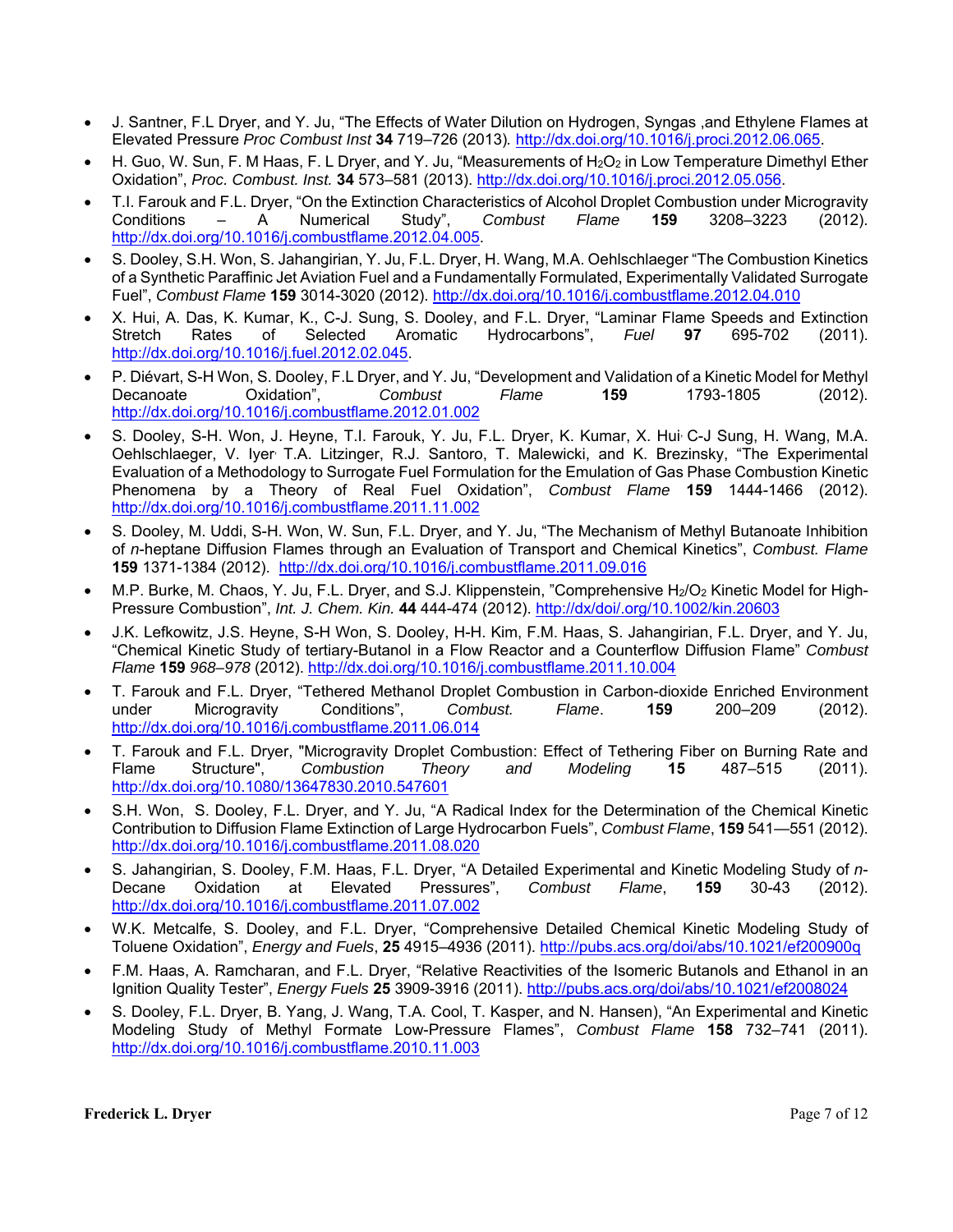- J. Santner, F.L Dryer, and Y. Ju, "The Effects of Water Dilution on Hydrogen, Syngas ,and Ethylene Flames at Elevated Pressure *Proc Combust Inst* **34** 719–726 (2013). http://dx.doi.org/10.1016/j.proci.2012.06.065.
- H. Guo, W. Sun, F. M Haas, F. L Dryer, and Y. Ju, "Measurements of $H_2O_2$ in Low Temperature Dimethyl Ether Oxidation", *Proc. Combust. Inst.* **34** 573–581 (2013). http://dx.doi.org/10.1016/j.proci.2012.05.056.
- T.I. Farouk and F.L. Dryer, "On the Extinction Characteristics of Alcohol Droplet Combustion under Microgravity Conditions – A Numerical Study", *Combust Flame* **159** 3208–3223 (2012). http://dx.doi.org/10.1016/j.combustflame.2012.04.005.
- S. Dooley, S.H. Won, S. Jahangirian, Y. Ju, F.L. Dryer, H. Wang, M.A. Oehlschlaeger "The Combustion Kinetics of a Synthetic Paraffinic Jet Aviation Fuel and a Fundamentally Formulated, Experimentally Validated Surrogate Fuel", *Combust Flame* **159** 3014-3020 (2012). http://dx.doi.org/10.1016/j.combustflame.2012.04.010
- X. Hui, A. Das, K. Kumar, K., C-J. Sung, S. Dooley, and F.L. Dryer, "Laminar Flame Speeds and Extinction Stretch Rates of Selected Aromatic Hydrocarbons", *Fuel* **97** 695-702 (2011). http://dx.doi.org/10.1016/j.fuel.2012.02.045.
- P. Diévart, S-H Won, S. Dooley, F.L Dryer, and Y. Ju, "Development and Validation of a Kinetic Model for Methyl Decanoate Oxidation", *Combust Flame* **159** 1793-1805 (2012). http://dx.doi.org/10.1016/j.combustflame.2012.01.002
- S. Dooley, S-H. Won, J. Heyne, T.I. Farouk, Y. Ju, F.L. Dryer, K. Kumar, X. Hui, C-J Sung, H. Wang, M.A. Oehlschlaeger, V. Iyer, T.A. Litzinger, R.J. Santoro, T. Malewicki, and K. Brezinsky, "The Experimental Evaluation of a Methodology to Surrogate Fuel Formulation for the Emulation of Gas Phase Combustion Kinetic Phenomena by a Theory of Real Fuel Oxidation", *Combust Flame* **159** 1444-1466 (2012). http://dx.doi.org/10.1016/j.combustflame.2011.11.002
- S. Dooley, M. Uddi, S-H. Won, W. Sun, F.L. Dryer, and Y. Ju, "The Mechanism of Methyl Butanoate Inhibition of *n*-heptane Diffusion Flames through an Evaluation of Transport and Chemical Kinetics", *Combust. Flame* **159** 1371-1384 (2012). http://dx.doi.org/10.1016/j.combustflame.2011.09.016
- M.P. Burke, M. Chaos, Y. Ju, F.L. Dryer, and S.J. Klippenstein, "Comprehensive $H_2/O_2$ Kinetic Model for High-Pressure Combustion", *Int. J. Chem. Kin.* **44** 444-474 (2012). http://dx/doi/.org/10.1002/kin.20603
- J.K. Lefkowitz, J.S. Heyne, S-H Won, S. Dooley, H-H. Kim, F.M. Haas, S. Jahangirian, F.L. Dryer, and Y. Ju, "Chemical Kinetic Study of tertiary-Butanol in a Flow Reactor and a Counterflow Diffusion Flame" *Combust Flame* **159** *968–978* (2012). http://dx.doi.org/10.1016/j.combustflame.2011.10.004
- T. Farouk and F.L. Dryer, "Tethered Methanol Droplet Combustion in Carbon-dioxide Enriched Environment under Microgravity Conditions", *Combust. Flame*. **159** 200–209 (2012). http://dx.doi.org/10.1016/j.combustflame.2011.06.014
- T. Farouk and F.L. Dryer, "Microgravity Droplet Combustion: Effect of Tethering Fiber on Burning Rate and Flame Structure", *Combustion Theory and Modeling* **15** 487–515 (2011). http://dx.doi.org/10.1080/13647830.2010.547601
- S.H. Won, S. Dooley, F.L. Dryer, and Y. Ju, "A Radical Index for the Determination of the Chemical Kinetic Contribution to Diffusion Flame Extinction of Large Hydrocarbon Fuels", *Combust Flame*, **159** 541—551 (2012). http://dx.doi.org/10.1016/j.combustflame.2011.08.020
- S. Jahangirian, S. Dooley, F.M. Haas, F.L. Dryer, "A Detailed Experimental and Kinetic Modeling Study of *n*-Decane Oxidation at Elevated Pressures", *Combust Flame*, **159** 30-43 (2012). http://dx.doi.org/10.1016/j.combustflame.2011.07.002
- W.K. Metcalfe, S. Dooley, and F.L. Dryer, "Comprehensive Detailed Chemical Kinetic Modeling Study of Toluene Oxidation", *Energy and Fuels*, **25** 4915–4936 (2011). http://pubs.acs.org/doi/abs/10.1021/ef200900q
- F.M. Haas, A. Ramcharan, and F.L. Dryer, "Relative Reactivities of the Isomeric Butanols and Ethanol in an Ignition Quality Tester", *Energy Fuels* **25** 3909-3916 (2011). http://pubs.acs.org/doi/abs/10.1021/ef2008024
- S. Dooley, F.L. Dryer, B. Yang, J. Wang, T.A. Cool, T. Kasper, and N. Hansen), "An Experimental and Kinetic Modeling Study of Methyl Formate Low-Pressure Flames", *Combust Flame* **158** 732–741 (2011). http://dx.doi.org/10.1016/j.combustflame.2010.11.003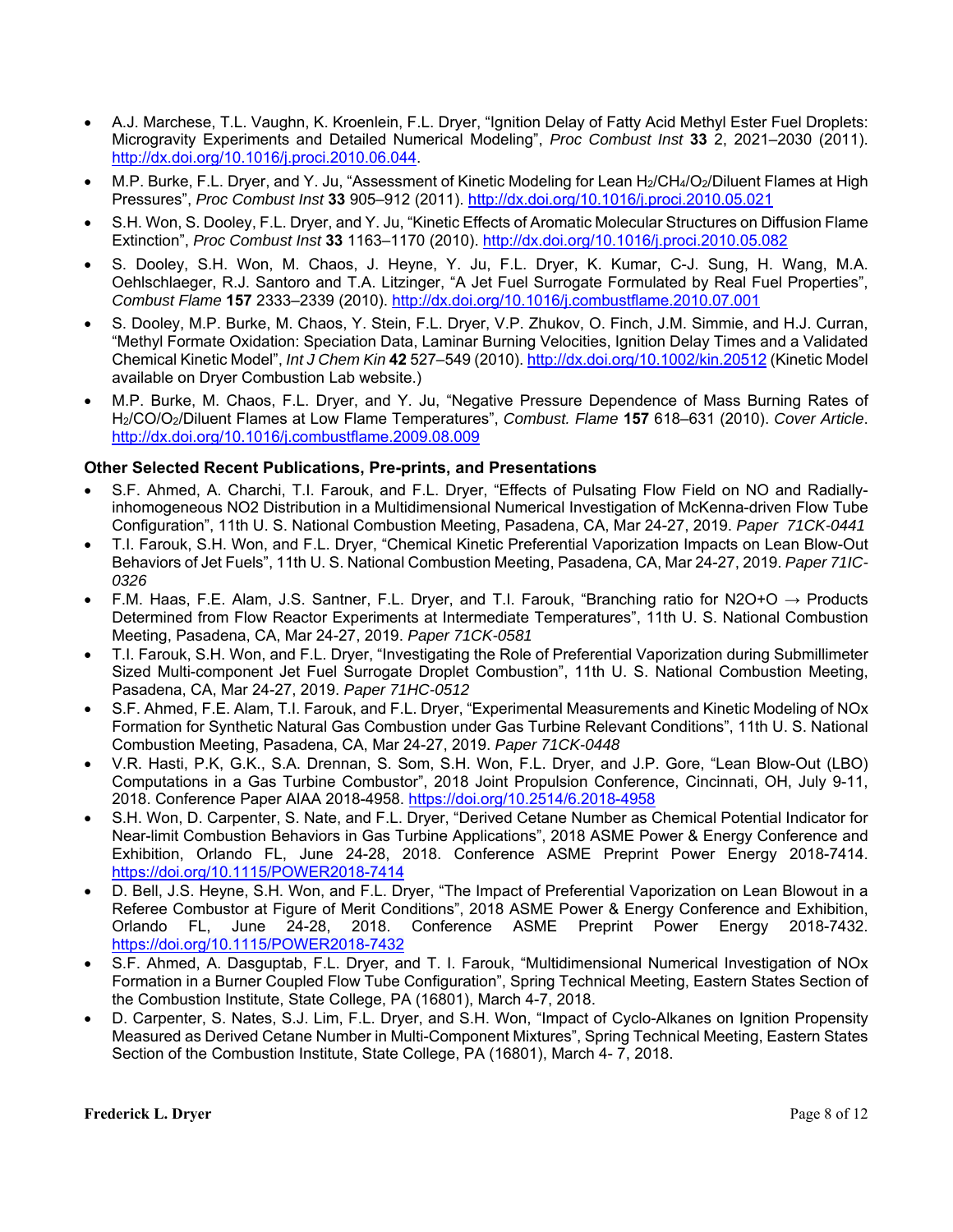- A.J. Marchese, T.L. Vaughn, K. Kroenlein, F.L. Dryer, "Ignition Delay of Fatty Acid Methyl Ester Fuel Droplets: Microgravity Experiments and Detailed Numerical Modeling", *Proc Combust Inst* **33** 2, 2021–2030 (2011). http://dx.doi.org/10.1016/j.proci.2010.06.044.
- M.P. Burke, F.L. Dryer, and Y. Ju, "Assessment of Kinetic Modeling for Lean $H_2/CH_4/O_2$/Diluent Flames at High Pressures", *Proc Combust Inst* **33** 905–912 (2011). http://dx.doi.org/10.1016/j.proci.2010.05.021
- S.H. Won, S. Dooley, F.L. Dryer, and Y. Ju, "Kinetic Effects of Aromatic Molecular Structures on Diffusion Flame Extinction", *Proc Combust Inst* **33** 1163–1170 (2010). http://dx.doi.org/10.1016/j.proci.2010.05.082
- S. Dooley, S.H. Won, M. Chaos, J. Heyne, Y. Ju, F.L. Dryer, K. Kumar, C-J. Sung, H. Wang, M.A. Oehlschlaeger, R.J. Santoro and T.A. Litzinger, "A Jet Fuel Surrogate Formulated by Real Fuel Properties", *Combust Flame* **157** 2333–2339 (2010). http://dx.doi.org/10.1016/j.combustflame.2010.07.001
- S. Dooley, M.P. Burke, M. Chaos, Y. Stein, F.L. Dryer, V.P. Zhukov, O. Finch, J.M. Simmie, and H.J. Curran, "Methyl Formate Oxidation: Speciation Data, Laminar Burning Velocities, Ignition Delay Times and a Validated Chemical Kinetic Model", *Int J Chem Kin* **42** 527–549 (2010). http://dx.doi.org/10.1002/kin.20512 (Kinetic Model available on Dryer Combustion Lab website.)
- M.P. Burke, M. Chaos, F.L. Dryer, and Y. Ju, "Negative Pressure Dependence of Mass Burning Rates of $H_2/CO/O_2$/Diluent Flames at Low Flame Temperatures", *Combust. Flame* **157** 618–631 (2010). *Cover Article*. http://dx.doi.org/10.1016/j.combustflame.2009.08.009

### Other Selected Recent Publications, Pre-prints, and Presentations

- S.F. Ahmed, A. Charchi, T.I. Farouk, and F.L. Dryer, "Effects of Pulsating Flow Field on NO and Radially-inhomogeneous NO2 Distribution in a Multidimensional Numerical Investigation of McKenna-driven Flow Tube Configuration", 11th U. S. National Combustion Meeting, Pasadena, CA, Mar 24-27, 2019. *Paper 71CK-0441*
- T.I. Farouk, S.H. Won, and F.L. Dryer, "Chemical Kinetic Preferential Vaporization Impacts on Lean Blow-Out Behaviors of Jet Fuels", 11th U. S. National Combustion Meeting, Pasadena, CA, Mar 24-27, 2019. *Paper 71IC-0326*
- F.M. Haas, F.E. Alam, J.S. Santner, F.L. Dryer, and T.I. Farouk, "Branching ratio for N2O+O → Products Determined from Flow Reactor Experiments at Intermediate Temperatures", 11th U. S. National Combustion Meeting, Pasadena, CA, Mar 24-27, 2019. *Paper 71CK-0581*
- T.I. Farouk, S.H. Won, and F.L. Dryer, "Investigating the Role of Preferential Vaporization during Submillimeter Sized Multi-component Jet Fuel Surrogate Droplet Combustion", 11th U. S. National Combustion Meeting, Pasadena, CA, Mar 24-27, 2019. *Paper 71HC-0512*
- S.F. Ahmed, F.E. Alam, T.I. Farouk, and F.L. Dryer, "Experimental Measurements and Kinetic Modeling of NOx Formation for Synthetic Natural Gas Combustion under Gas Turbine Relevant Conditions", 11th U. S. National Combustion Meeting, Pasadena, CA, Mar 24-27, 2019. *Paper 71CK-0448*
- V.R. Hasti, P.K, G.K., S.A. Drennan, S. Som, S.H. Won, F.L. Dryer, and J.P. Gore, "Lean Blow-Out (LBO) Computations in a Gas Turbine Combustor", 2018 Joint Propulsion Conference, Cincinnati, OH, July 9-11, 2018. Conference Paper AIAA 2018-4958. https://doi.org/10.2514/6.2018-4958
- S.H. Won, D. Carpenter, S. Nate, and F.L. Dryer, "Derived Cetane Number as Chemical Potential Indicator for Near-limit Combustion Behaviors in Gas Turbine Applications", 2018 ASME Power & Energy Conference and Exhibition, Orlando FL, June 24-28, 2018. Conference ASME Preprint Power Energy 2018-7414. https://doi.org/10.1115/POWER2018-7414
- D. Bell, J.S. Heyne, S.H. Won, and F.L. Dryer, "The Impact of Preferential Vaporization on Lean Blowout in a Referee Combustor at Figure of Merit Conditions", 2018 ASME Power & Energy Conference and Exhibition, Orlando FL, June 24-28, 2018. Conference ASME Preprint Power Energy 2018-7432. https://doi.org/10.1115/POWER2018-7432
- S.F. Ahmed, A. Dasguptab, F.L. Dryer, and T. I. Farouk, "Multidimensional Numerical Investigation of NOx Formation in a Burner Coupled Flow Tube Configuration", Spring Technical Meeting, Eastern States Section of the Combustion Institute, State College, PA (16801), March 4-7, 2018.
- D. Carpenter, S. Nates, S.J. Lim, F.L. Dryer, and S.H. Won, "Impact of Cyclo-Alkanes on Ignition Propensity Measured as Derived Cetane Number in Multi-Component Mixtures", Spring Technical Meeting, Eastern States Section of the Combustion Institute, State College, PA (16801), March 4- 7, 2018.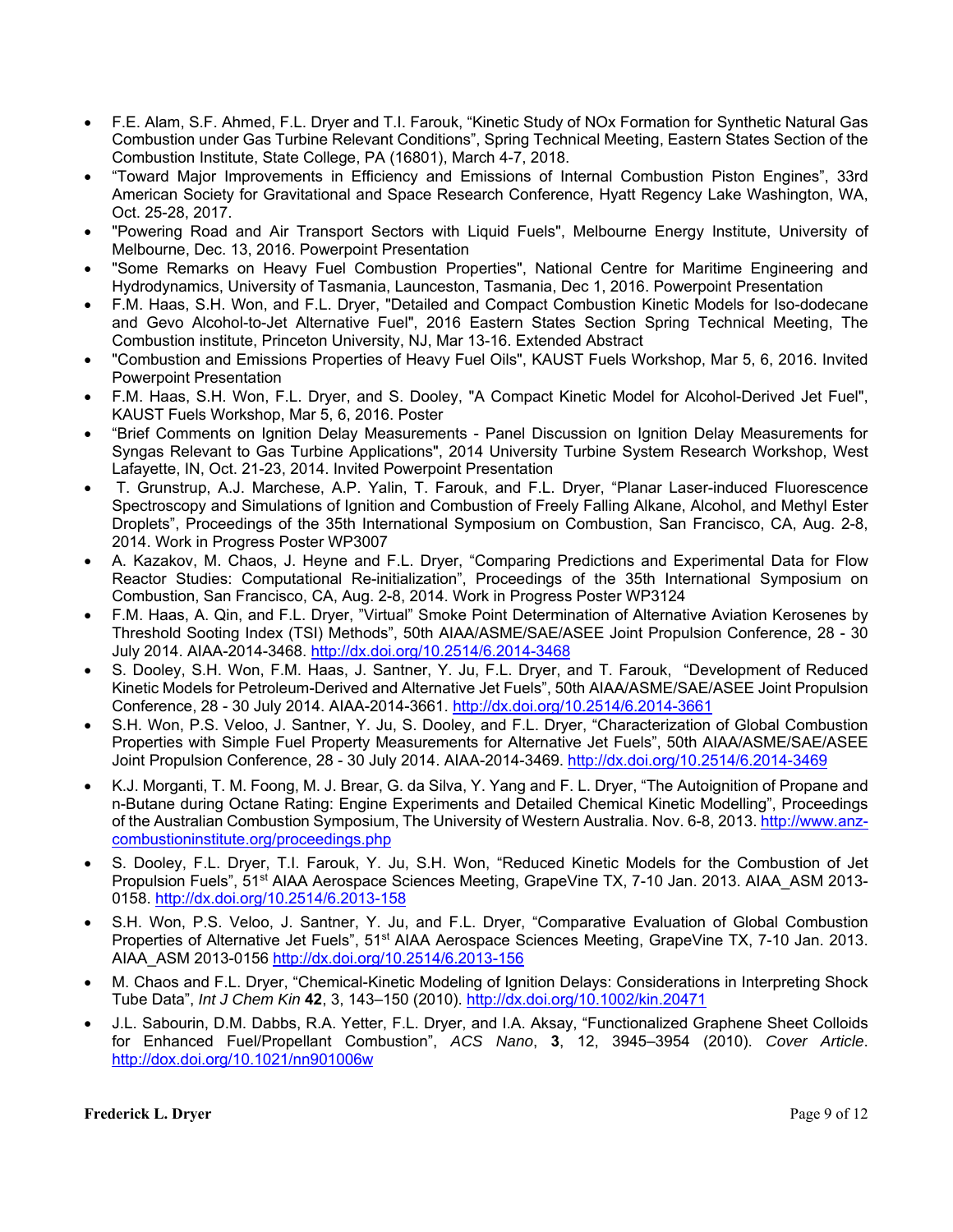- F.E. Alam, S.F. Ahmed, F.L. Dryer and T.I. Farouk, "Kinetic Study of NOx Formation for Synthetic Natural Gas Combustion under Gas Turbine Relevant Conditions", Spring Technical Meeting, Eastern States Section of the Combustion Institute, State College, PA (16801), March 4-7, 2018.
- "Toward Major Improvements in Efficiency and Emissions of Internal Combustion Piston Engines", 33rd American Society for Gravitational and Space Research Conference, Hyatt Regency Lake Washington, WA, Oct. 25-28, 2017.
- "Powering Road and Air Transport Sectors with Liquid Fuels", Melbourne Energy Institute, University of Melbourne, Dec. 13, 2016. Powerpoint Presentation
- "Some Remarks on Heavy Fuel Combustion Properties", National Centre for Maritime Engineering and Hydrodynamics, University of Tasmania, Launceston, Tasmania, Dec 1, 2016. Powerpoint Presentation
- F.M. Haas, S.H. Won, and F.L. Dryer, "Detailed and Compact Combustion Kinetic Models for Iso-dodecane and Gevo Alcohol-to-Jet Alternative Fuel", 2016 Eastern States Section Spring Technical Meeting, The Combustion institute, Princeton University, NJ, Mar 13-16. Extended Abstract
- "Combustion and Emissions Properties of Heavy Fuel Oils", KAUST Fuels Workshop, Mar 5, 6, 2016. Invited Powerpoint Presentation
- F.M. Haas, S.H. Won, F.L. Dryer, and S. Dooley, "A Compact Kinetic Model for Alcohol-Derived Jet Fuel", KAUST Fuels Workshop, Mar 5, 6, 2016. Poster
- "Brief Comments on Ignition Delay Measurements - Panel Discussion on Ignition Delay Measurements for Syngas Relevant to Gas Turbine Applications", 2014 University Turbine System Research Workshop, West Lafayette, IN, Oct. 21-23, 2014. Invited Powerpoint Presentation
- T. Grunstrup, A.J. Marchese, A.P. Yalin, T. Farouk, and F.L. Dryer, "Planar Laser-induced Fluorescence Spectroscopy and Simulations of Ignition and Combustion of Freely Falling Alkane, Alcohol, and Methyl Ester Droplets", Proceedings of the 35th International Symposium on Combustion, San Francisco, CA, Aug. 2-8, 2014. Work in Progress Poster WP3007
- A. Kazakov, M. Chaos, J. Heyne and F.L. Dryer, "Comparing Predictions and Experimental Data for Flow Reactor Studies: Computational Re-initialization", Proceedings of the 35th International Symposium on Combustion, San Francisco, CA, Aug. 2-8, 2014. Work in Progress Poster WP3124
- F.M. Haas, A. Qin, and F.L. Dryer, "Virtual" Smoke Point Determination of Alternative Aviation Kerosenes by Threshold Sooting Index (TSI) Methods", 50th AIAA/ASME/SAE/ASEE Joint Propulsion Conference, 28 - 30 July 2014. AIAA-2014-3468. http://dx.doi.org/10.2514/6.2014-3468
- S. Dooley, S.H. Won, F.M. Haas, J. Santner, Y. Ju, F.L. Dryer, and T. Farouk, "Development of Reduced Kinetic Models for Petroleum-Derived and Alternative Jet Fuels", 50th AIAA/ASME/SAE/ASEE Joint Propulsion Conference, 28 - 30 July 2014. AIAA-2014-3661. http://dx.doi.org/10.2514/6.2014-3661
- S.H. Won, P.S. Veloo, J. Santner, Y. Ju, S. Dooley, and F.L. Dryer, "Characterization of Global Combustion Properties with Simple Fuel Property Measurements for Alternative Jet Fuels", 50th AIAA/ASME/SAE/ASEE Joint Propulsion Conference, 28 - 30 July 2014. AIAA-2014-3469. http://dx.doi.org/10.2514/6.2014-3469
- K.J. Morganti, T. M. Foong, M. J. Brear, G. da Silva, Y. Yang and F. L. Dryer, "The Autoignition of Propane and n-Butane during Octane Rating: Engine Experiments and Detailed Chemical Kinetic Modelling", Proceedings of the Australian Combustion Symposium, The University of Western Australia. Nov. 6-8, 2013. http://www.anz-combustioninstitute.org/proceedings.php
- S. Dooley, F.L. Dryer, T.I. Farouk, Y. Ju, S.H. Won, "Reduced Kinetic Models for the Combustion of Jet Propulsion Fuels", 51st AIAA Aerospace Sciences Meeting, GrapeVine TX, 7-10 Jan. 2013. AIAA_ASM 2013-0158. http://dx.doi.org/10.2514/6.2013-158
- S.H. Won, P.S. Veloo, J. Santner, Y. Ju, and F.L. Dryer, "Comparative Evaluation of Global Combustion Properties of Alternative Jet Fuels", 51st AIAA Aerospace Sciences Meeting, GrapeVine TX, 7-10 Jan. 2013. AIAA_ASM 2013-0156 http://dx.doi.org/10.2514/6.2013-156
- M. Chaos and F.L. Dryer, "Chemical-Kinetic Modeling of Ignition Delays: Considerations in Interpreting Shock Tube Data", *Int J Chem Kin* **42**, 3, 143–150 (2010). http://dx.doi.org/10.1002/kin.20471
- J.L. Sabourin, D.M. Dabbs, R.A. Yetter, F.L. Dryer, and I.A. Aksay, "Functionalized Graphene Sheet Colloids for Enhanced Fuel/Propellant Combustion", *ACS Nano*, **3**, 12, 3945–3954 (2010). *Cover Article*. http://dox.doi.org/10.1021/nn901006w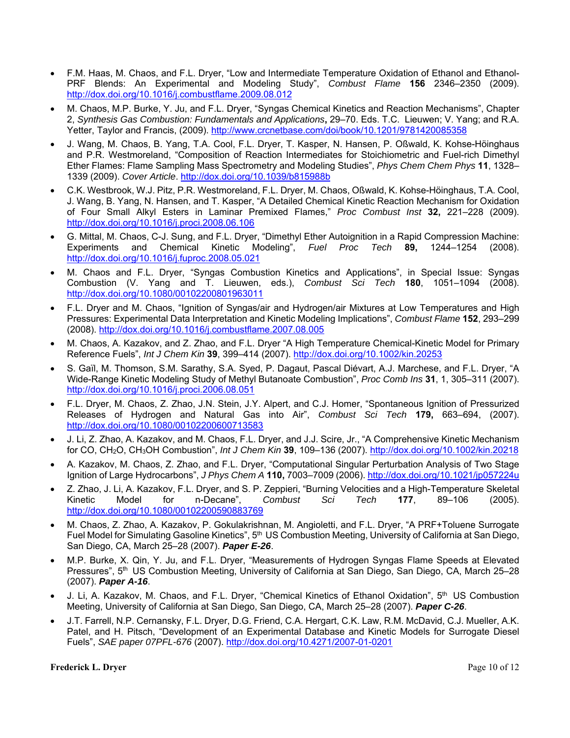- F.M. Haas, M. Chaos, and F.L. Dryer, "Low and Intermediate Temperature Oxidation of Ethanol and Ethanol-PRF Blends: An Experimental and Modeling Study", *Combust Flame* **156** 2346–2350 (2009). http://dox.doi.org/10.1016/j.combustflame.2009.08.012
- M. Chaos, M.P. Burke, Y. Ju, and F.L. Dryer, "Syngas Chemical Kinetics and Reaction Mechanisms", Chapter 2, *Synthesis Gas Combustion: Fundamentals and Applications***,** 29–70. Eds. T.C. Lieuwen; V. Yang; and R.A. Yetter, Taylor and Francis, (2009). http://www.crcnetbase.com/doi/book/10.1201/9781420085358
- J. Wang, M. Chaos, B. Yang, T.A. Cool, F.L. Dryer, T. Kasper, N. Hansen, P. Oßwald, K. Kohse-Höinghaus and P.R. Westmoreland, "Composition of Reaction Intermediates for Stoichiometric and Fuel-rich Dimethyl Ether Flames: Flame Sampling Mass Spectrometry and Modeling Studies", *Phys Chem Chem Phys* **11**, 1328–1339 (2009). *Cover Article*. http://dox.doi.org/10.1039/b815988b
- C.K. Westbrook, W.J. Pitz, P.R. Westmoreland, F.L. Dryer, M. Chaos, Oßwald, K. Kohse-Höinghaus, T.A. Cool, J. Wang, B. Yang, N. Hansen, and T. Kasper, "A Detailed Chemical Kinetic Reaction Mechanism for Oxidation of Four Small Alkyl Esters in Laminar Premixed Flames," *Proc Combust Inst* **32,** 221–228 (2009). http://dox.doi.org/10.1016/j.proci.2008.06.106
- G. Mittal, M. Chaos, C-J. Sung, and F.L. Dryer, "Dimethyl Ether Autoignition in a Rapid Compression Machine: Experiments and Chemical Kinetic Modeling", *Fuel Proc Tech* **89,** 1244–1254 (2008). http://dox.doi.org/10.1016/j.fuproc.2008.05.021
- M. Chaos and F.L. Dryer, "Syngas Combustion Kinetics and Applications", in Special Issue: Syngas Combustion (V. Yang and T. Lieuwen, eds.), *Combust Sci Tech* **180**, 1051–1094 (2008). http://dox.doi.org/10.1080/00102200801963011
- F.L. Dryer and M. Chaos, "Ignition of Syngas/air and Hydrogen/air Mixtures at Low Temperatures and High Pressures: Experimental Data Interpretation and Kinetic Modeling Implications", *Combust Flame* **152**, 293–299 (2008). http://dox.doi.org/10.1016/j.combustflame.2007.08.005
- M. Chaos, A. Kazakov, and Z. Zhao, and F.L. Dryer "A High Temperature Chemical-Kinetic Model for Primary Reference Fuels", *Int J Chem Kin* **39**, 399–414 (2007). http://dox.doi.org/10.1002/kin.20253
- S. Gaïl, M. Thomson, S.M. Sarathy, S.A. Syed, P. Dagaut, Pascal Diévart, A.J. Marchese, and F.L. Dryer, "A Wide-Range Kinetic Modeling Study of Methyl Butanoate Combustion", *Proc Comb Ins* **31**, 1, 305–311 (2007). http://dox.doi.org/10.1016/j.proci.2006.08.051
- F.L. Dryer, M. Chaos, Z. Zhao, J.N. Stein, J.Y. Alpert, and C.J. Homer, "Spontaneous Ignition of Pressurized Releases of Hydrogen and Natural Gas into Air", *Combust Sci Tech* **179,** 663–694, (2007). http://dox.doi.org/10.1080/00102200600713583
- J. Li, Z. Zhao, A. Kazakov, and M. Chaos, F.L. Dryer, and J.J. Scire, Jr., "A Comprehensive Kinetic Mechanism for CO, $CH_2O$, $CH_3OH$ Combustion", *Int J Chem Kin* **39**, 109–136 (2007). http://dox.doi.org/10.1002/kin.20218
- A. Kazakov, M. Chaos, Z. Zhao, and F.L. Dryer, "Computational Singular Perturbation Analysis of Two Stage Ignition of Large Hydrocarbons", *J Phys Chem A* **110,** 7003–7009 (2006). http://dox.doi.org/10.1021/jp057224u
- Z. Zhao, J. Li, A. Kazakov, F.L. Dryer, and S. P. Zeppieri, "Burning Velocities and a High-Temperature Skeletal Kinetic Model for n-Decane", *Combust Sci Tech* **177**, 89–106 (2005). http://dox.doi.org/10.1080/00102200590883769
- M. Chaos, Z. Zhao, A. Kazakov, P. Gokulakrishnan, M. Angioletti, and F.L. Dryer, "A PRF+Toluene Surrogate Fuel Model for Simulating Gasoline Kinetics", 5th US Combustion Meeting, University of California at San Diego, San Diego, CA, March 25–28 (2007). ***Paper E-26***.
- M.P. Burke, X. Qin, Y. Ju, and F.L. Dryer, "Measurements of Hydrogen Syngas Flame Speeds at Elevated Pressures", 5th US Combustion Meeting, University of California at San Diego, San Diego, CA, March 25–28 (2007). ***Paper A-16***.
- J. Li, A. Kazakov, M. Chaos, and F.L. Dryer, "Chemical Kinetics of Ethanol Oxidation", 5th US Combustion Meeting, University of California at San Diego, San Diego, CA, March 25–28 (2007). ***Paper C-26***.
- J.T. Farrell, N.P. Cernansky, F.L. Dryer, D.G. Friend, C.A. Hergart, C.K. Law, R.M. McDavid, C.J. Mueller, A.K. Patel, and H. Pitsch, "Development of an Experimental Database and Kinetic Models for Surrogate Diesel Fuels", *SAE paper 07PFL-676* (2007). http://dox.doi.org/10.4271/2007-01-0201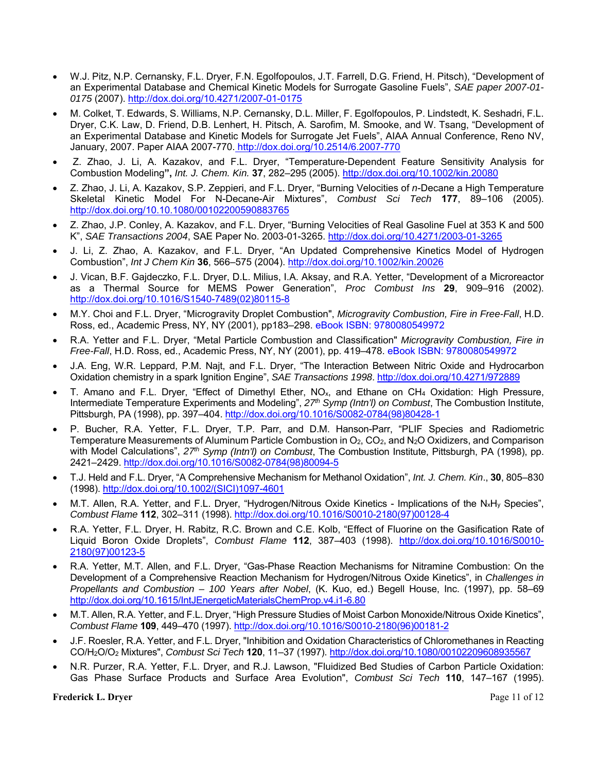- W.J. Pitz, N.P. Cernansky, F.L. Dryer, F.N. Egolfopoulos, J.T. Farrell, D.G. Friend, H. Pitsch), "Development of an Experimental Database and Chemical Kinetic Models for Surrogate Gasoline Fuels", *SAE paper 2007-01-0175* (2007). http://dox.doi.org/10.4271/2007-01-0175
- M. Colket, T. Edwards, S. Williams, N.P. Cernansky, D.L. Miller, F. Egolfopoulos, P. Lindstedt, K. Seshadri, F.L. Dryer, C.K. Law, D. Friend, D.B. Lenhert, H. Pitsch, A. Sarofim, M. Smooke, and W. Tsang, "Development of an Experimental Database and Kinetic Models for Surrogate Jet Fuels", AIAA Annual Conference, Reno NV, January, 2007. Paper AIAA 2007-770. http://dox.doi.org/10.2514/6.2007-770
- Z. Zhao, J. Li, A. Kazakov, and F.L. Dryer, "Temperature-Dependent Feature Sensitivity Analysis for Combustion Modeling", *Int. J. Chem. Kin.* **37**, 282–295 (2005). http://dox.doi.org/10.1002/kin.20080
- Z. Zhao, J. Li, A. Kazakov, S.P. Zeppieri, and F.L. Dryer, "Burning Velocities of *n*-Decane a High Temperature Skeletal Kinetic Model For N-Decane-Air Mixtures", *Combust Sci Tech* **177**, 89–106 (2005). http://dox.doi.org/10.10.1080/00102200590883765
- Z. Zhao, J.P. Conley, A. Kazakov, and F.L. Dryer, "Burning Velocities of Real Gasoline Fuel at 353 K and 500 K", *SAE Transactions 2004*, SAE Paper No. 2003-01-3265. http://dox.doi.org/10.4271/2003-01-3265
- J. Li, Z. Zhao, A. Kazakov, and F.L. Dryer, "An Updated Comprehensive Kinetics Model of Hydrogen Combustion", *Int J Chem Kin* **36**, 566–575 (2004). http://dox.doi.org/10.1002/kin.20026
- J. Vican, B.F. Gajdeczko, F.L. Dryer, D.L. Milius, I.A. Aksay, and R.A. Yetter, "Development of a Microreactor as a Thermal Source for MEMS Power Generation", *Proc Combust Ins* **29**, 909–916 (2002). http://dox.doi.org/10.1016/S1540-7489(02)80115-8
- M.Y. Choi and F.L. Dryer, "Microgravity Droplet Combustion", *Microgravity Combustion, Fire in Free-Fall*, H.D. Ross, ed., Academic Press, NY, NY (2001), pp183–298. eBook ISBN: 9780080549972
- R.A. Yetter and F.L. Dryer, "Metal Particle Combustion and Classification" *Microgravity Combustion, Fire in Free-Fall*, H.D. Ross, ed., Academic Press, NY, NY (2001), pp. 419–478. eBook ISBN: 9780080549972
- J.A. Eng, W.R. Leppard, P.M. Najt, and F.L. Dryer, "The Interaction Between Nitric Oxide and Hydrocarbon Oxidation chemistry in a spark Ignition Engine", *SAE Transactions 1998*. http://dox.doi.org/10.4271/972889
- T. Amano and F.L. Dryer, "Effect of Dimethyl Ether, $NO_x$, and Ethane on $CH_4$ Oxidation: High Pressure, Intermediate Temperature Experiments and Modeling", *27th Symp (Intn'l) on Combust*, The Combustion Institute, Pittsburgh, PA (1998), pp. 397–404. http://dox.doi.org/10.1016/S0082-0784(98)80428-1
- P. Bucher, R.A. Yetter, F.L. Dryer, T.P. Parr, and D.M. Hanson-Parr, "PLIF Species and Radiometric Temperature Measurements of Aluminum Particle Combustion in $O_2$, $CO_2$, and $N_2O$ Oxidizers, and Comparison with Model Calculations", *27th Symp (Intn'l) on Combust*, The Combustion Institute, Pittsburgh, PA (1998), pp. 2421–2429. http://dox.doi.org/10.1016/S0082-0784(98)80094-5
- T.J. Held and F.L. Dryer, "A Comprehensive Mechanism for Methanol Oxidation", *Int. J. Chem. Kin*., **30**, 805–830 (1998). http://dox.doi.org/10.1002/(SICI)1097-4601
- M.T. Allen, R.A. Yetter, and F.L. Dryer, "Hydrogen/Nitrous Oxide Kinetics - Implications of the $N_xH_y$ Species", *Combust Flame* **112**, 302–311 (1998). http://dox.doi.org/10.1016/S0010-2180(97)00128-4
- R.A. Yetter, F.L. Dryer, H. Rabitz, R.C. Brown and C.E. Kolb, "Effect of Fluorine on the Gasification Rate of Liquid Boron Oxide Droplets", *Combust Flame* **112**, 387–403 (1998). http://dox.doi.org/10.1016/S0010-2180(97)00123-5
- R.A. Yetter, M.T. Allen, and F.L. Dryer, "Gas-Phase Reaction Mechanisms for Nitramine Combustion: On the Development of a Comprehensive Reaction Mechanism for Hydrogen/Nitrous Oxide Kinetics", in *Challenges in Propellants and Combustion – 100 Years after Nobel*, (K. Kuo, ed.) Begell House, Inc. (1997), pp. 58–69 http://dox.doi.org/10.1615/IntJEnergeticMaterialsChemProp.v4.i1-6.80
- M.T. Allen, R.A. Yetter, and F.L. Dryer, "High Pressure Studies of Moist Carbon Monoxide/Nitrous Oxide Kinetics", *Combust Flame* **109**, 449–470 (1997). http://dox.doi.org/10.1016/S0010-2180(96)00181-2
- J.F. Roesler, R.A. Yetter, and F.L. Dryer, "Inhibition and Oxidation Characteristics of Chloromethanes in Reacting $CO/H_2O/O_2$ Mixtures", *Combust Sci Tech* **120**, 11–37 (1997). http://dox.doi.org/10.1080/00102209608935567
- N.R. Purzer, R.A. Yetter, F.L. Dryer, and R.J. Lawson, "Fluidized Bed Studies of Carbon Particle Oxidation: Gas Phase Surface Products and Surface Area Evolution", *Combust Sci Tech* **110**, 147–167 (1995).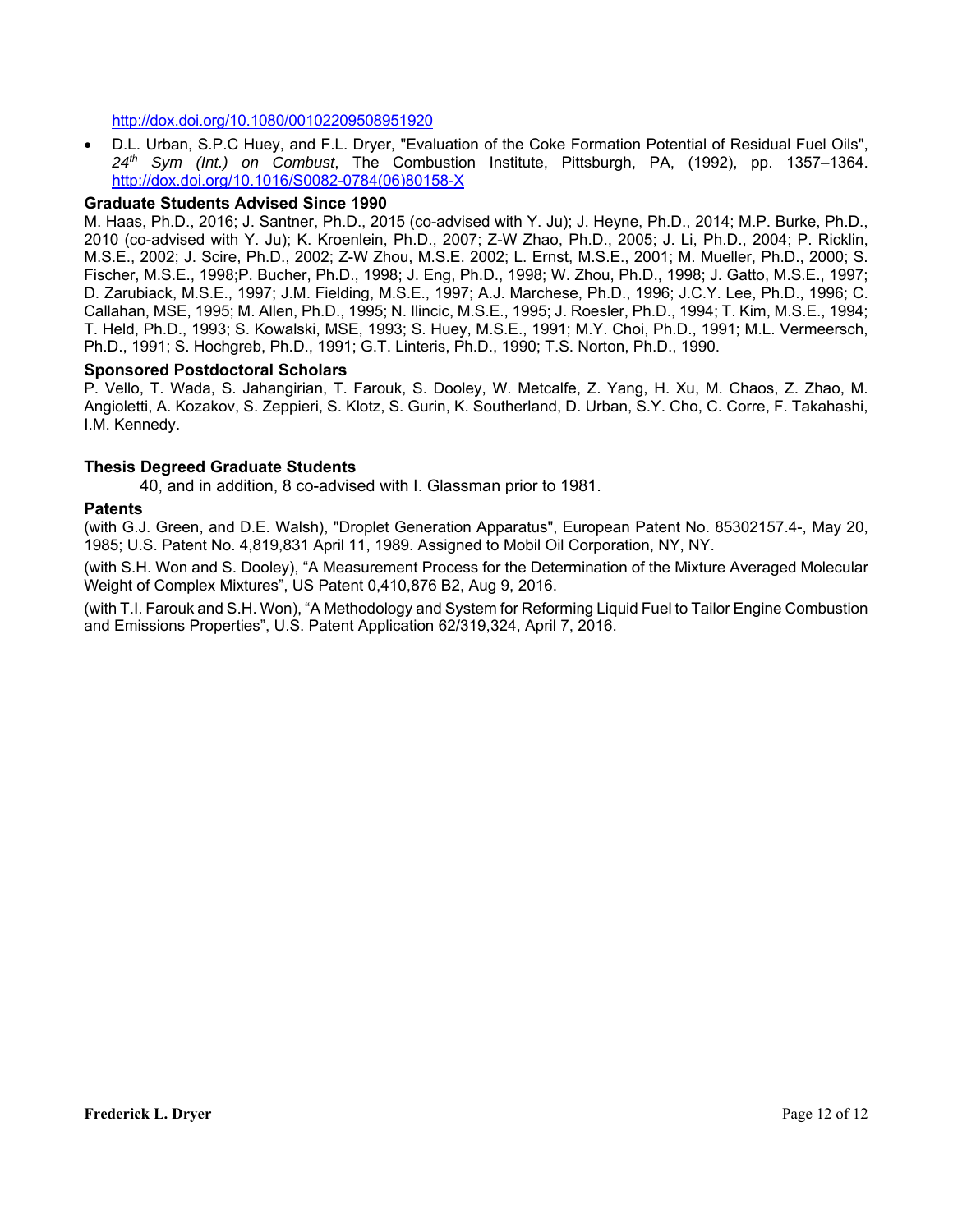http://dox.doi.org/10.1080/00102209508951920

- D.L. Urban, S.P.C Huey, and F.L. Dryer, "Evaluation of the Coke Formation Potential of Residual Fuel Oils", *24th Sym (Int.) on Combust*, The Combustion Institute, Pittsburgh, PA, (1992), pp. 1357–1364. http://dox.doi.org/10.1016/S0082-0784(06)80158-X

### Graduate Students Advised Since 1990

M. Haas, Ph.D., 2016; J. Santner, Ph.D., 2015 (co-advised with Y. Ju); J. Heyne, Ph.D., 2014; M.P. Burke, Ph.D., 2010 (co-advised with Y. Ju); K. Kroenlein, Ph.D., 2007; Z-W Zhao, Ph.D., 2005; J. Li, Ph.D., 2004; P. Ricklin, M.S.E., 2002; J. Scire, Ph.D., 2002; Z-W Zhou, M.S.E. 2002; L. Ernst, M.S.E., 2001; M. Mueller, Ph.D., 2000; S. Fischer, M.S.E., 1998;P. Bucher, Ph.D., 1998; J. Eng, Ph.D., 1998; W. Zhou, Ph.D., 1998; J. Gatto, M.S.E., 1997; D. Zarubiack, M.S.E., 1997; J.M. Fielding, M.S.E., 1997; A.J. Marchese, Ph.D., 1996; J.C.Y. Lee, Ph.D., 1996; C. Callahan, MSE, 1995; M. Allen, Ph.D., 1995; N. Ilincic, M.S.E., 1995; J. Roesler, Ph.D., 1994; T. Kim, M.S.E., 1994; T. Held, Ph.D., 1993; S. Kowalski, MSE, 1993; S. Huey, M.S.E., 1991; M.Y. Choi, Ph.D., 1991; M.L. Vermeersch, Ph.D., 1991; S. Hochgreb, Ph.D., 1991; G.T. Linteris, Ph.D., 1990; T.S. Norton, Ph.D., 1990.

### Sponsored Postdoctoral Scholars

P. Vello, T. Wada, S. Jahangirian, T. Farouk, S. Dooley, W. Metcalfe, Z. Yang, H. Xu, M. Chaos, Z. Zhao, M. Angioletti, A. Kozakov, S. Zeppieri, S. Klotz, S. Gurin, K. Southerland, D. Urban, S.Y. Cho, C. Corre, F. Takahashi, I.M. Kennedy.

### Thesis Degreed Graduate Students

40, and in addition, 8 co-advised with I. Glassman prior to 1981.

### Patents

(with G.J. Green, and D.E. Walsh), "Droplet Generation Apparatus", European Patent No. 85302157.4-, May 20, 1985; U.S. Patent No. 4,819,831 April 11, 1989. Assigned to Mobil Oil Corporation, NY, NY.

(with S.H. Won and S. Dooley), “A Measurement Process for the Determination of the Mixture Averaged Molecular Weight of Complex Mixtures”, US Patent 0,410,876 B2, Aug 9, 2016.

(with T.I. Farouk and S.H. Won), “A Methodology and System for Reforming Liquid Fuel to Tailor Engine Combustion and Emissions Properties”, U.S. Patent Application 62/319,324, April 7, 2016.